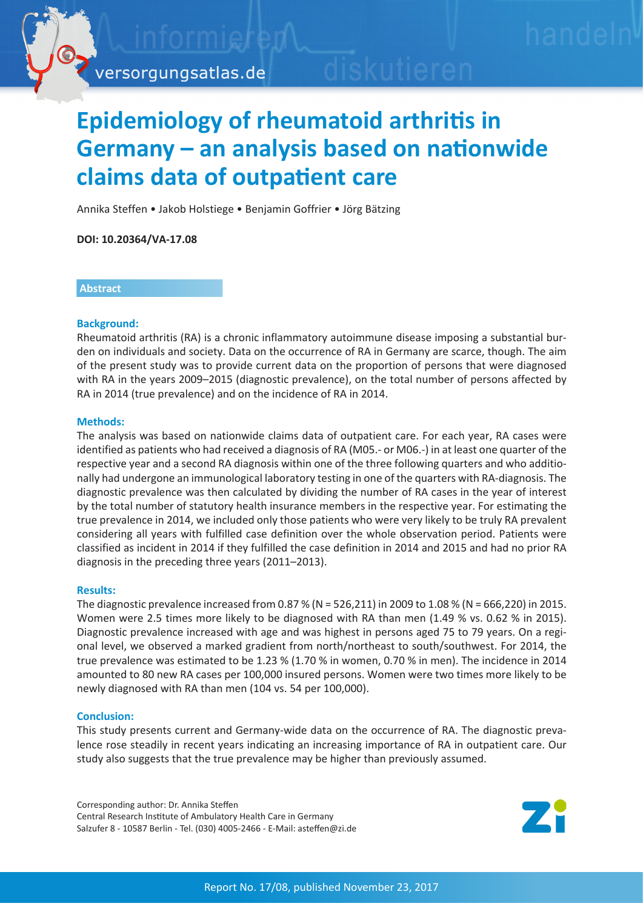# Epidemiology of rheumatoid arthritis in Germany – an analysis based on nationwide claims data of outpatient care

Annika Steffen • Jakob Holstiege • Benjamin Goffrier • Jörg Bätzing

**DOI: 10.20364/VA-17.08**

## Abstract

### Background:

Rheumatoid arthritis (RA) is a chronic inflammatory autoimmune disease imposing a substantial burden on individuals and society. Data on the occurrence of RA in Germany are scarce, though. The aim of the present study was to provide current data on the proportion of persons that were diagnosed with RA in the years 2009–2015 (diagnostic prevalence), on the total number of persons affected by RA in 2014 (true prevalence) and on the incidence of RA in 2014.

### Methods:

The analysis was based on nationwide claims data of outpatient care. For each year, RA cases were identified as patients who had received a diagnosis of RA (M05.- or M06.-) in at least one quarter of the respective year and a second RA diagnosis within one of the three following quarters and who additionally had undergone an immunological laboratory testing in one of the quarters with RA-diagnosis. The diagnostic prevalence was then calculated by dividing the number of RA cases in the year of interest by the total number of statutory health insurance members in the respective year. For estimating the true prevalence in 2014, we included only those patients who were very likely to be truly RA prevalent considering all years with fulfilled case definition over the whole observation period. Patients were classified as incident in 2014 if they fulfilled the case definition in 2014 and 2015 and had no prior RA diagnosis in the preceding three years (2011–2013).

### Results:

The diagnostic prevalence increased from 0.87 % (N = 526,211) in 2009 to 1.08 % (N = 666,220) in 2015. Women were 2.5 times more likely to be diagnosed with RA than men (1.49 % vs. 0.62 % in 2015). Diagnostic prevalence increased with age and was highest in persons aged 75 to 79 years. On a regional level, we observed a marked gradient from north/northeast to south/southwest. For 2014, the true prevalence was estimated to be 1.23 % (1.70 % in women, 0.70 % in men). The incidence in 2014 amounted to 80 new RA cases per 100,000 insured persons. Women were two times more likely to be newly diagnosed with RA than men (104 vs. 54 per 100,000).

### Conclusion:

This study presents current and Germany-wide data on the occurrence of RA. The diagnostic prevalence rose steadily in recent years indicating an increasing importance of RA in outpatient care. Our study also suggests that the true prevalence may be higher than previously assumed.

Corresponding author: Dr. Annika Steffen
Central Research Institute of Ambulatory Health Care in Germany
Salzufer 8 - 10587 Berlin - Tel. (030) 4005-2466 - E-Mail: asteffen@zi.de

Report No. 17/08, published November 23, 2017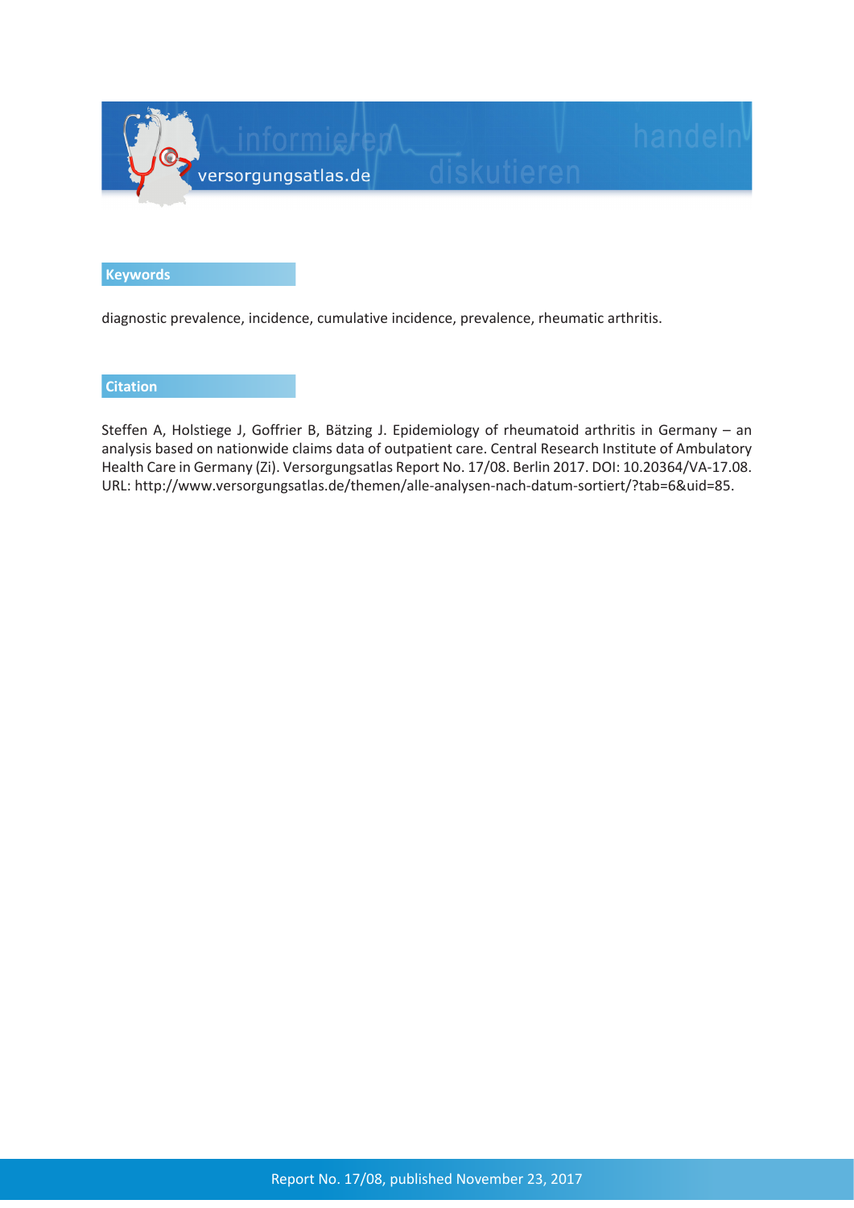## Keywords

diagnostic prevalence, incidence, cumulative incidence, prevalence, rheumatic arthritis.

## Citation

Steffen A, Holstiege J, Goffrier B, Bätzing J. Epidemiology of rheumatoid arthritis in Germany – an analysis based on nationwide claims data of outpatient care. Central Research Institute of Ambulatory Health Care in Germany (Zi). Versorgungsatlas Report No. 17/08. Berlin 2017. DOI: 10.20364/VA-17.08. URL: http://www.versorgungsatlas.de/themen/alle-analysen-nach-datum-sortiert/?tab=6&uid=85.